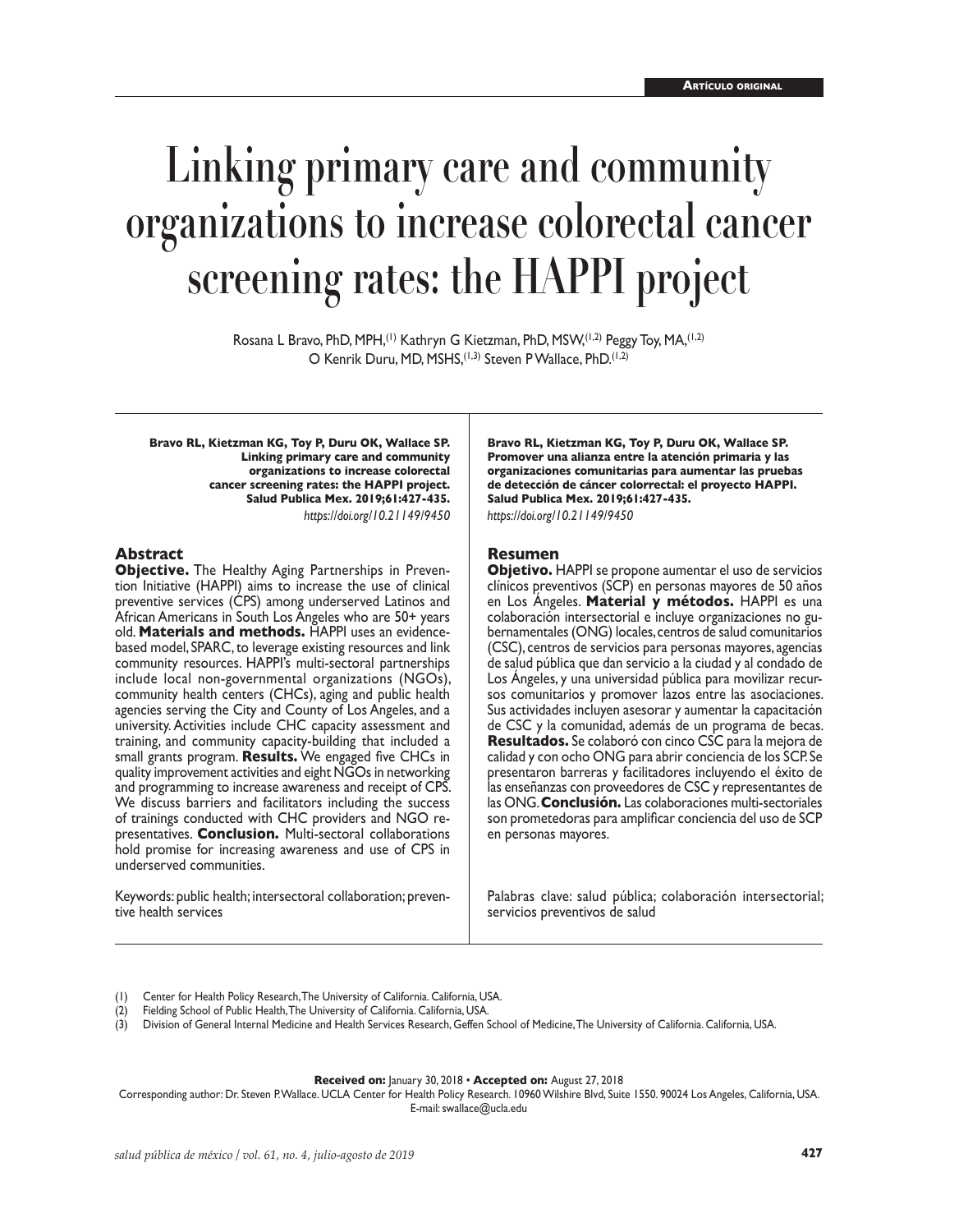Artículo original

# Linking primary care and community organizations to increase colorectal cancer screening rates: the HAPPI project

Rosana L Bravo, PhD, MPH,[1] Kathryn G Kietzman, PhD, MSW,[1,2] Peggy Toy, MA,[1,2] O Kenrik Duru, MD, MSHS,[1,3] Steven P Wallace, PhD.[1,2]

**Bravo RL, Kietzman KG, Toy P, Duru OK, Wallace SP. Linking primary care and community organizations to increase colorectal cancer screening rates: the HAPPI project. Salud Publica Mex. 2019;61:427-435.**
*https://doi.org/10.21149/9450*

## Abstract

**Objective.** The Healthy Aging Partnerships in Prevention Initiative (HAPPI) aims to increase the use of clinical preventive services (CPS) among underserved Latinos and African Americans in South Los Angeles who are 50+ years old. **Materials and methods.** HAPPI uses an evidence-based model, SPARC, to leverage existing resources and link community resources. HAPPI's multi-sectoral partnerships include local non-governmental organizations (NGOs), community health centers (CHCs), aging and public health agencies serving the City and County of Los Angeles, and a university. Activities include CHC capacity assessment and training, and community capacity-building that included a small grants program. **Results.** We engaged five CHCs in quality improvement activities and eight NGOs in networking and programming to increase awareness and receipt of CPS. We discuss barriers and facilitators including the success of trainings conducted with CHC providers and NGO representatives. **Conclusion.** Multi-sectoral collaborations hold promise for increasing awareness and use of CPS in underserved communities.

Keywords: public health; intersectoral collaboration; preventive health services

**Bravo RL, Kietzman KG, Toy P, Duru OK, Wallace SP. Promover una alianza entre la atención primaria y las organizaciones comunitarias para aumentar las pruebas de detección de cáncer colorrectal: el proyecto HAPPI. Salud Publica Mex. 2019;61:427-435.**
*https://doi.org/10.21149/9450*

## Resumen

**Objetivo.** HAPPI se propone aumentar el uso de servicios clínicos preventivos (SCP) en personas mayores de 50 años en Los Ángeles. **Material y métodos.** HAPPI es una colaboración intersectorial e incluye organizaciones no gubernamentales (ONG) locales, centros de salud comunitarios (CSC), centros de servicios para personas mayores, agencias de salud pública que dan servicio a la ciudad y al condado de Los Ángeles, y una universidad pública para movilizar recursos comunitarios y promover lazos entre las asociaciones. Sus actividades incluyen asesorar y aumentar la capacitación de CSC y la comunidad, además de un programa de becas. **Resultados.** Se colaboró con cinco CSC para la mejora de calidad y con ocho ONG para abrir conciencia de los SCP. Se presentaron barreras y facilitadores incluyendo el éxito de las enseñanzas con proveedores de CSC y representantes de las ONG. **Conclusión.** Las colaboraciones multi-sectoriales son prometedoras para amplificar conciencia del uso de SCP en personas mayores.

Palabras clave: salud pública; colaboración intersectorial; servicios preventivos de salud

(1) Center for Health Policy Research, The University of California. California, USA.
(2) Fielding School of Public Health, The University of California. California, USA.
(3) Division of General Internal Medicine and Health Services Research, Geffen School of Medicine, The University of California. California, USA.

**Received on:** January 30, 2018 • **Accepted on:** August 27, 2018
Corresponding author: Dr. Steven P. Wallace. UCLA Center for Health Policy Research. 10960 Wilshire Blvd, Suite 1550. 90024 Los Angeles, California, USA.
E-mail: swallace@ucla.edu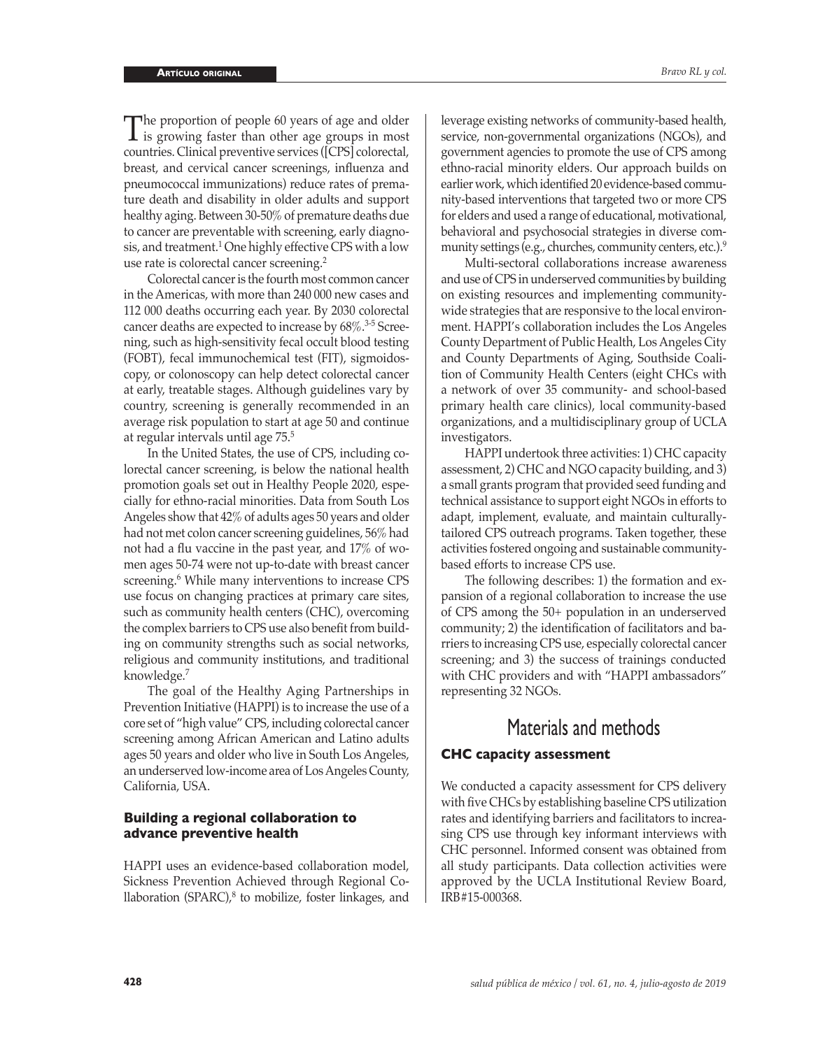The proportion of people 60 years of age and older is growing faster than other age groups in most countries. Clinical preventive services ([CPS] colorectal, breast, and cervical cancer screenings, influenza and pneumococcal immunizations) reduce rates of premature death and disability in older adults and support healthy aging. Between 30-50% of premature deaths due to cancer are preventable with screening, early diagnosis, and treatment.[1] One highly effective CPS with a low use rate is colorectal cancer screening.[2]

Colorectal cancer is the fourth most common cancer in the Americas, with more than 240 000 new cases and 112 000 deaths occurring each year. By 2030 colorectal cancer deaths are expected to increase by 68%.[3-5] Screening, such as high-sensitivity fecal occult blood testing (FOBT), fecal immunochemical test (FIT), sigmoidoscopy, or colonoscopy can help detect colorectal cancer at early, treatable stages. Although guidelines vary by country, screening is generally recommended in an average risk population to start at age 50 and continue at regular intervals until age 75.[5]

In the United States, the use of CPS, including colorectal cancer screening, is below the national health promotion goals set out in Healthy People 2020, especially for ethno-racial minorities. Data from South Los Angeles show that 42% of adults ages 50 years and older had not met colon cancer screening guidelines, 56% had not had a flu vaccine in the past year, and 17% of women ages 50-74 were not up-to-date with breast cancer screening.[6] While many interventions to increase CPS use focus on changing practices at primary care sites, such as community health centers (CHC), overcoming the complex barriers to CPS use also benefit from building on community strengths such as social networks, religious and community institutions, and traditional knowledge.[7]

The goal of the Healthy Aging Partnerships in Prevention Initiative (HAPPI) is to increase the use of a core set of "high value" CPS, including colorectal cancer screening among African American and Latino adults ages 50 years and older who live in South Los Angeles, an underserved low-income area of Los Angeles County, California, USA.

### Building a regional collaboration to advance preventive health

HAPPI uses an evidence-based collaboration model, Sickness Prevention Achieved through Regional Collaboration (SPARC),[8] to mobilize, foster linkages, and leverage existing networks of community-based health, service, non-governmental organizations (NGOs), and government agencies to promote the use of CPS among ethno-racial minority elders. Our approach builds on earlier work, which identified 20 evidence-based community-based interventions that targeted two or more CPS for elders and used a range of educational, motivational, behavioral and psychosocial strategies in diverse community settings (e.g., churches, community centers, etc.).[9]

Multi-sectoral collaborations increase awareness and use of CPS in underserved communities by building on existing resources and implementing community-wide strategies that are responsive to the local environment. HAPPI's collaboration includes the Los Angeles County Department of Public Health, Los Angeles City and County Departments of Aging, Southside Coalition of Community Health Centers (eight CHCs with a network of over 35 community- and school-based primary health care clinics), local community-based organizations, and a multidisciplinary group of UCLA investigators.

HAPPI undertook three activities: 1) CHC capacity assessment, 2) CHC and NGO capacity building, and 3) a small grants program that provided seed funding and technical assistance to support eight NGOs in efforts to adapt, implement, evaluate, and maintain culturally-tailored CPS outreach programs. Taken together, these activities fostered ongoing and sustainable community-based efforts to increase CPS use.

The following describes: 1) the formation and expansion of a regional collaboration to increase the use of CPS among the 50+ population in an underserved community; 2) the identification of facilitators and barriers to increasing CPS use, especially colorectal cancer screening; and 3) the success of trainings conducted with CHC providers and with "HAPPI ambassadors" representing 32 NGOs.

## Materials and methods

### CHC capacity assessment

We conducted a capacity assessment for CPS delivery with five CHCs by establishing baseline CPS utilization rates and identifying barriers and facilitators to increasing CPS use through key informant interviews with CHC personnel. Informed consent was obtained from all study participants. Data collection activities were approved by the UCLA Institutional Review Board, IRB#15-000368.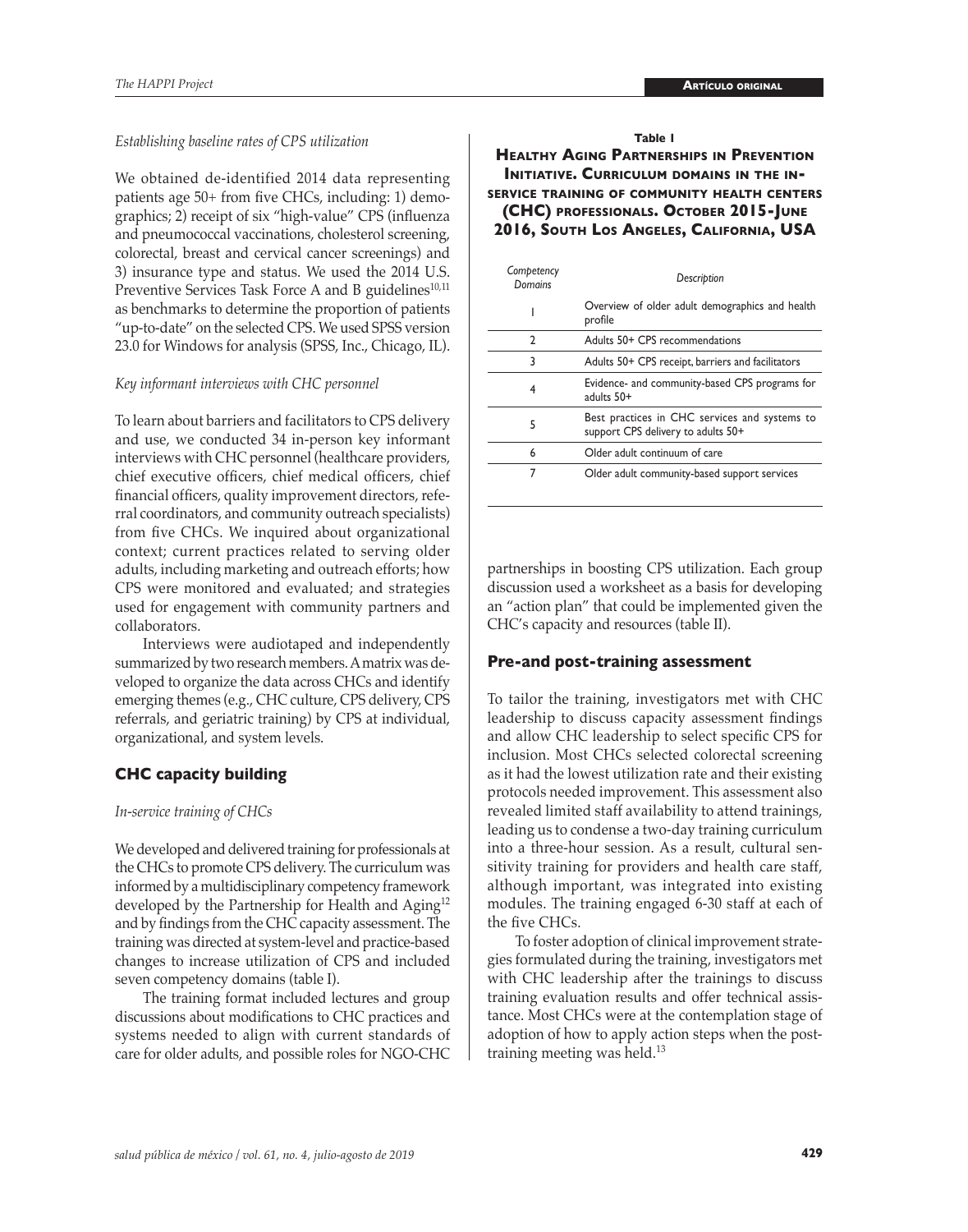*Establishing baseline rates of CPS utilization*

We obtained de-identified 2014 data representing patients age 50+ from five CHCs, including: 1) demographics; 2) receipt of six "high-value" CPS (influenza and pneumococcal vaccinations, cholesterol screening, colorectal, breast and cervical cancer screenings) and 3) insurance type and status. We used the 2014 U.S. Preventive Services Task Force A and B guidelines[10,11] as benchmarks to determine the proportion of patients "up-to-date" on the selected CPS. We used SPSS version 23.0 for Windows for analysis (SPSS, Inc., Chicago, IL).

*Key informant interviews with CHC personnel*

To learn about barriers and facilitators to CPS delivery and use, we conducted 34 in-person key informant interviews with CHC personnel (healthcare providers, chief executive officers, chief medical officers, chief financial officers, quality improvement directors, referral coordinators, and community outreach specialists) from five CHCs. We inquired about organizational context; current practices related to serving older adults, including marketing and outreach efforts; how CPS were monitored and evaluated; and strategies used for engagement with community partners and collaborators.

Interviews were audiotaped and independently summarized by two research members. A matrix was developed to organize the data across CHCs and identify emerging themes (e.g., CHC culture, CPS delivery, CPS referrals, and geriatric training) by CPS at individual, organizational, and system levels.

## CHC capacity building

*In-service training of CHCs*

We developed and delivered training for professionals at the CHCs to promote CPS delivery. The curriculum was informed by a multidisciplinary competency framework developed by the Partnership for Health and Aging[12] and by findings from the CHC capacity assessment. The training was directed at system-level and practice-based changes to increase utilization of CPS and included seven competency domains (table I).

The training format included lectures and group discussions about modifications to CHC practices and systems needed to align with current standards of care for older adults, and possible roles for NGO-CHC partnerships in boosting CPS utilization. Each group discussion used a worksheet as a basis for developing an "action plan" that could be implemented given the CHC's capacity and resources (table II).

**Table I**

**Healthy Aging Partnerships in Prevention Initiative. Curriculum domains in the in-service training of community health centers (CHC) professionals. October 2015-June 2016, South Los Angeles, California, USA**

| *Competency Domains* | *Description* |
|---|---|
| 1 | Overview of older adult demographics and health profile |
| 2 | Adults 50+ CPS recommendations |
| 3 | Adults 50+ CPS receipt, barriers and facilitators |
| 4 | Evidence- and community-based CPS programs for adults 50+ |
| 5 | Best practices in CHC services and systems to support CPS delivery to adults 50+ |
| 6 | Older adult continuum of care |
| 7 | Older adult community-based support services |

## Pre-and post-training assessment

To tailor the training, investigators met with CHC leadership to discuss capacity assessment findings and allow CHC leadership to select specific CPS for inclusion. Most CHCs selected colorectal screening as it had the lowest utilization rate and their existing protocols needed improvement. This assessment also revealed limited staff availability to attend trainings, leading us to condense a two-day training curriculum into a three-hour session. As a result, cultural sensitivity training for providers and health care staff, although important, was integrated into existing modules. The training engaged 6-30 staff at each of the five CHCs.

To foster adoption of clinical improvement strategies formulated during the training, investigators met with CHC leadership after the trainings to discuss training evaluation results and offer technical assistance. Most CHCs were at the contemplation stage of adoption of how to apply action steps when the post-training meeting was held.[13]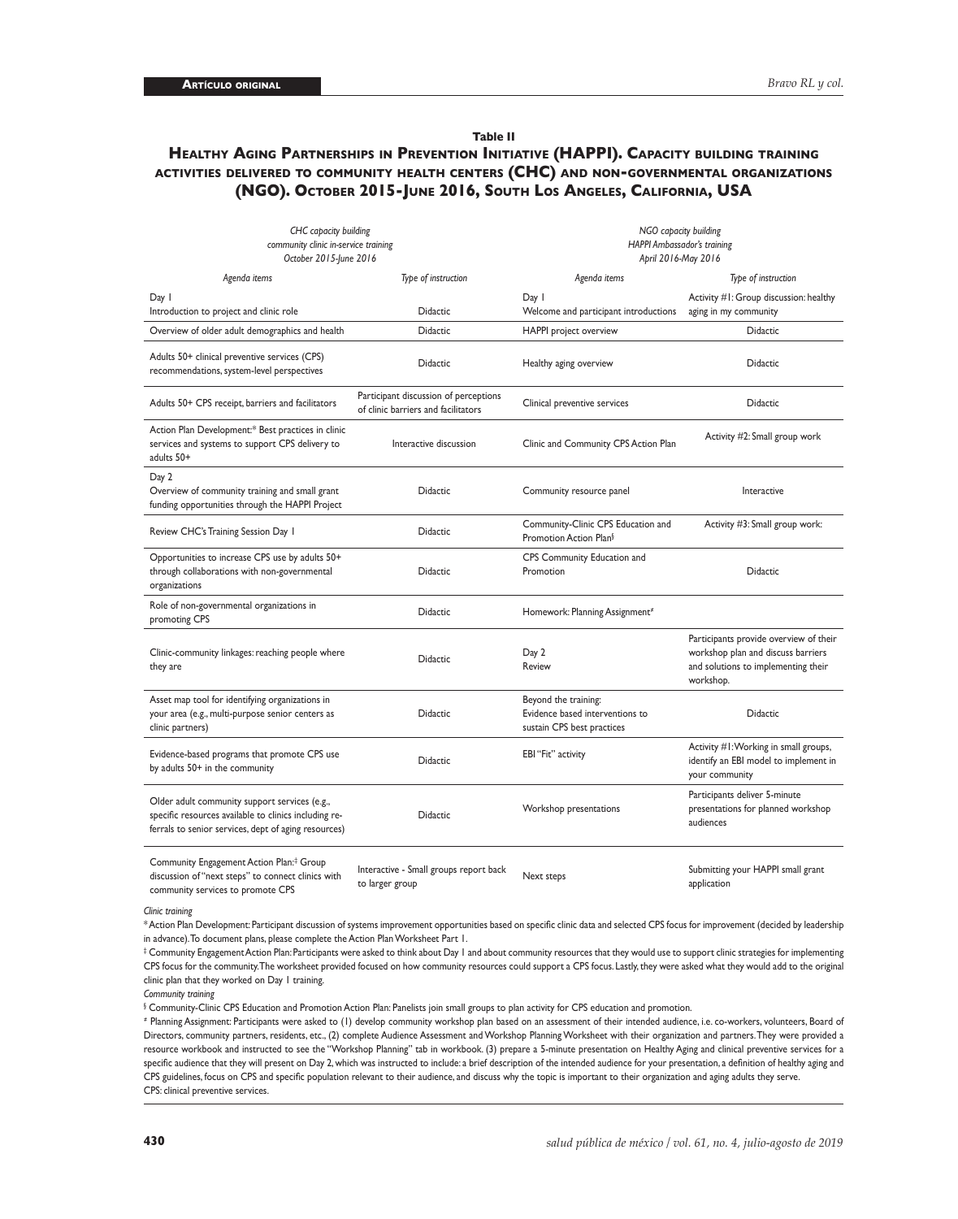**Table II**

**Healthy Aging Partnerships in Prevention Initiative (HAPPI). Capacity building training activities delivered to community health centers (CHC) and non-governmental organizations (NGO). October 2015-June 2016, South Los Angeles, California, USA**

| *CHC capacity building community clinic in-service training October 2015-June 2016* | | *NGO capacity building HAPPI Ambassador's training April 2016-May 2016* | |
|---|---|---|---|
| *Agenda items* | *Type of instruction* | *Agenda items* | *Type of instruction* |
| Day 1<br>Introduction to project and clinic role | Didactic | Day 1<br>Welcome and participant introductions | Activity #1: Group discussion: healthy aging in my community |
| Overview of older adult demographics and health | Didactic | HAPPI project overview | Didactic |
| Adults 50+ clinical preventive services (CPS) recommendations, system-level perspectives | Didactic | Healthy aging overview | Didactic |
| Adults 50+ CPS receipt, barriers and facilitators | Participant discussion of perceptions of clinic barriers and facilitators | Clinical preventive services | Didactic |
| Action Plan Development:* Best practices in clinic services and systems to support CPS delivery to adults 50+ | Interactive discussion | Clinic and Community CPS Action Plan | Activity #2: Small group work |
| Day 2<br>Overview of community training and small grant funding opportunities through the HAPPI Project | Didactic | Community resource panel | Interactive |
| Review CHC's Training Session Day 1 | Didactic | Community-Clinic CPS Education and Promotion Action Plan§ | Activity #3: Small group work: |
| Opportunities to increase CPS use by adults 50+ through collaborations with non-governmental organizations | Didactic | CPS Community Education and Promotion | Didactic |
| Role of non-governmental organizations in promoting CPS | Didactic | Homework: Planning Assignment# | |
| Clinic-community linkages: reaching people where they are | Didactic | Day 2<br>Review | Participants provide overview of their workshop plan and discuss barriers and solutions to implementing their workshop. |
| Asset map tool for identifying organizations in your area (e.g., multi-purpose senior centers as clinic partners) | Didactic | Beyond the training:<br>Evidence based interventions to sustain CPS best practices | Didactic |
| Evidence-based programs that promote CPS use by adults 50+ in the community | Didactic | EBI "Fit" activity | Activity #1: Working in small groups, identify an EBI model to implement in your community |
| Older adult community support services (e.g., specific resources available to clinics including referrals to senior services, dept of aging resources) | Didactic | Workshop presentations | Participants deliver 5-minute presentations for planned workshop audiences |
| Community Engagement Action Plan:‡ Group discussion of "next steps" to connect clinics with community services to promote CPS | Interactive - Small groups report back to larger group | Next steps | Submitting your HAPPI small grant application |

*Clinic training*

* Action Plan Development: Participant discussion of systems improvement opportunities based on specific clinic data and selected CPS focus for improvement (decided by leadership in advance). To document plans, please complete the Action Plan Worksheet Part 1.

‡ Community Engagement Action Plan: Participants were asked to think about Day 1 and about community resources that they would use to support clinic strategies for implementing CPS focus for the community. The worksheet provided focused on how community resources could support a CPS focus. Lastly, they were asked what they would add to the original clinic plan that they worked on Day 1 training.

*Community training*

§ Community-Clinic CPS Education and Promotion Action Plan: Panelists join small groups to plan activity for CPS education and promotion.

# Planning Assignment: Participants were asked to (1) develop community workshop plan based on an assessment of their intended audience, i.e. co-workers, volunteers, Board of Directors, community partners, residents, etc., (2) complete Audience Assessment and Workshop Planning Worksheet with their organization and partners. They were provided a resource workbook and instructed to see the "Workshop Planning" tab in workbook. (3) prepare a 5-minute presentation on Healthy Aging and clinical preventive services for a specific audience that they will present on Day 2, which was instructed to include: a brief description of the intended audience for your presentation, a definition of healthy aging and CPS guidelines, focus on CPS and specific population relevant to their audience, and discuss why the topic is important to their organization and aging adults they serve.

CPS: clinical preventive services.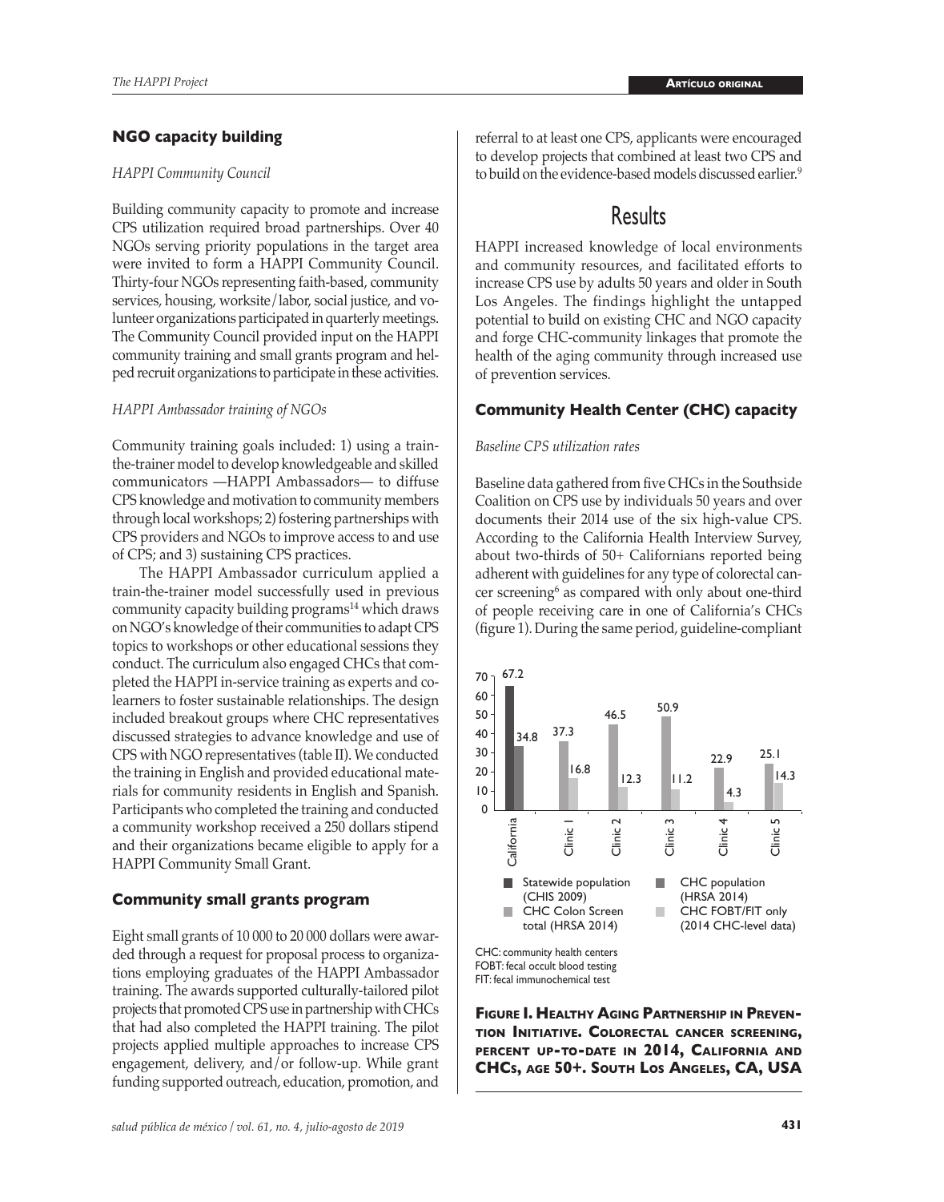## NGO capacity building

*HAPPI Community Council*

Building community capacity to promote and increase CPS utilization required broad partnerships. Over 40 NGOs serving priority populations in the target area were invited to form a HAPPI Community Council. Thirty-four NGOs representing faith-based, community services, housing, worksite/labor, social justice, and volunteer organizations participated in quarterly meetings. The Community Council provided input on the HAPPI community training and small grants program and helped recruit organizations to participate in these activities.

*HAPPI Ambassador training of NGOs*

Community training goals included: 1) using a train-the-trainer model to develop knowledgeable and skilled communicators —HAPPI Ambassadors— to diffuse CPS knowledge and motivation to community members through local workshops; 2) fostering partnerships with CPS providers and NGOs to improve access to and use of CPS; and 3) sustaining CPS practices.

The HAPPI Ambassador curriculum applied a train-the-trainer model successfully used in previous community capacity building programs[14] which draws on NGO's knowledge of their communities to adapt CPS topics to workshops or other educational sessions they conduct. The curriculum also engaged CHCs that completed the HAPPI in-service training as experts and co-learners to foster sustainable relationships. The design included breakout groups where CHC representatives discussed strategies to advance knowledge and use of CPS with NGO representatives (table II). We conducted the training in English and provided educational materials for community residents in English and Spanish. Participants who completed the training and conducted a community workshop received a 250 dollars stipend and their organizations became eligible to apply for a HAPPI Community Small Grant.

## Community small grants program

Eight small grants of 10 000 to 20 000 dollars were awarded through a request for proposal process to organizations employing graduates of the HAPPI Ambassador training. The awards supported culturally-tailored pilot projects that promoted CPS use in partnership with CHCs that had also completed the HAPPI training. The pilot projects applied multiple approaches to increase CPS engagement, delivery, and/or follow-up. While grant funding supported outreach, education, promotion, and referral to at least one CPS, applicants were encouraged to develop projects that combined at least two CPS and to build on the evidence-based models discussed earlier.[9]

# Results

HAPPI increased knowledge of local environments and community resources, and facilitated efforts to increase CPS use by adults 50 years and older in South Los Angeles. The findings highlight the untapped potential to build on existing CHC and NGO capacity and forge CHC-community linkages that promote the health of the aging community through increased use of prevention services.

## Community Health Center (CHC) capacity

*Baseline CPS utilization rates*

Baseline data gathered from five CHCs in the Southside Coalition on CPS use by individuals 50 years and over documents their 2014 use of the six high-value CPS. According to the California Health Interview Survey, about two-thirds of 50+ Californians reported being adherent with guidelines for any type of colorectal cancer screening[6] as compared with only about one-third of people receiving care in one of California's CHCs (figure 1). During the same period, guideline-compliant

| | California | Clinic 1 | Clinic 2 | Clinic 3 | Clinic 4 | Clinic 5 |
|---|---|---|---|---|---|---|
| Statewide population (CHIS 2009) | 67.2 | | | | | |
| CHC population (HRSA 2014) | 34.8 | | | | | |
| CHC Colon Screen total (HRSA 2014) | | 37.3 | 46.5 | 50.9 | 22.9 | 25.1 |
| CHC FOBT/FIT only (2014 CHC-level data) | | 16.8 | 12.3 | 11.2 | 4.3 | 14.3 |

CHC: community health centers
FOBT: fecal occult blood testing
FIT: fecal immunochemical test

**Figure 1. Healthy Aging Partnership in Prevention Initiative. Colorectal cancer screening, percent up-to-date in 2014, California and CHCs, age 50+. South Los Angeles, CA, USA**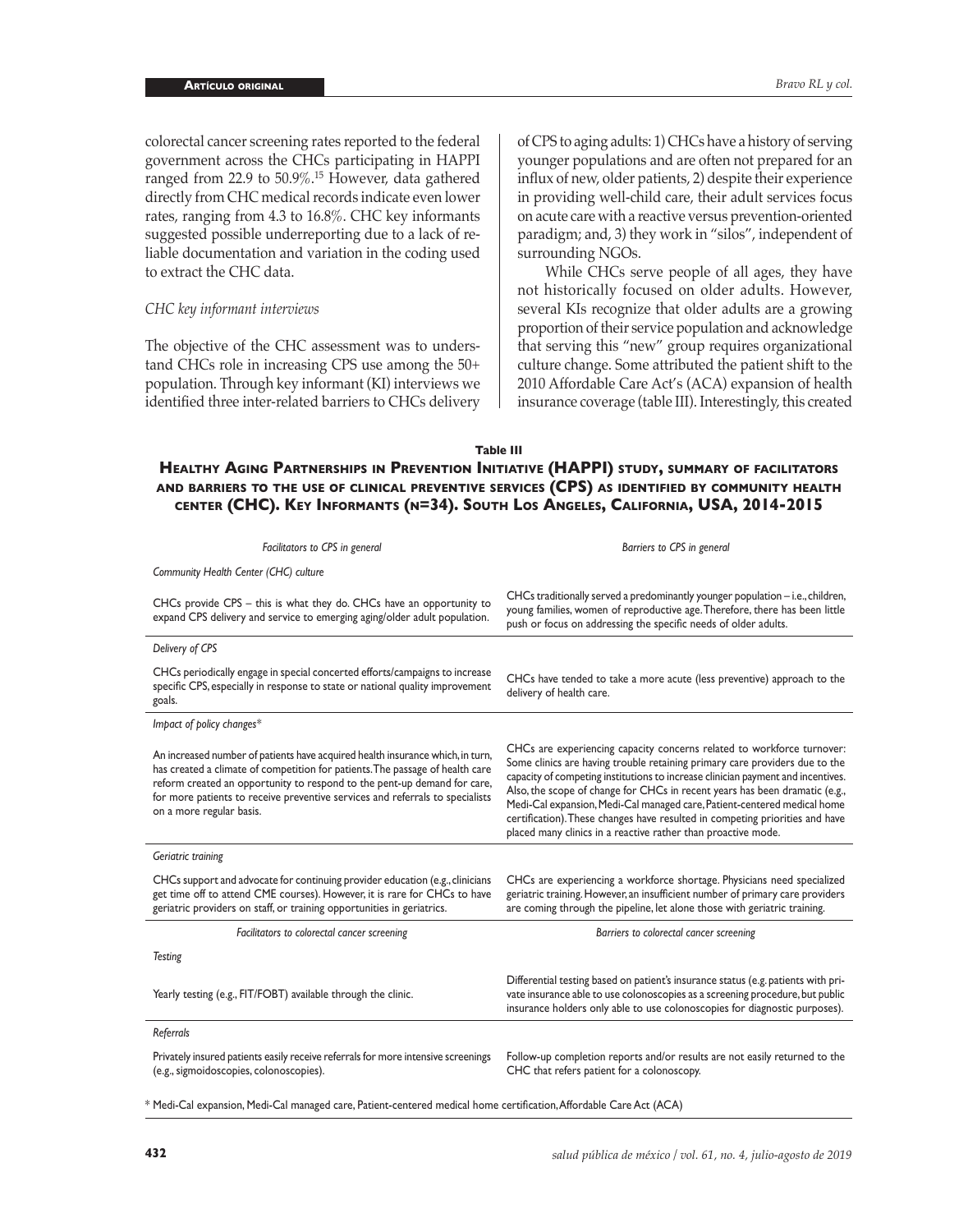colorectal cancer screening rates reported to the federal government across the CHCs participating in HAPPI ranged from 22.9 to 50.9%.[15] However, data gathered directly from CHC medical records indicate even lower rates, ranging from 4.3 to 16.8%. CHC key informants suggested possible underreporting due to a lack of reliable documentation and variation in the coding used to extract the CHC data.

*CHC key informant interviews*

The objective of the CHC assessment was to understand CHCs role in increasing CPS use among the 50+ population. Through key informant (KI) interviews we identified three inter-related barriers to CHCs delivery of CPS to aging adults: 1) CHCs have a history of serving younger populations and are often not prepared for an influx of new, older patients, 2) despite their experience in providing well-child care, their adult services focus on acute care with a reactive versus prevention-oriented paradigm; and, 3) they work in "silos", independent of surrounding NGOs.

While CHCs serve people of all ages, they have not historically focused on older adults. However, several KIs recognize that older adults are a growing proportion of their service population and acknowledge that serving this "new" group requires organizational culture change. Some attributed the patient shift to the 2010 Affordable Care Act's (ACA) expansion of health insurance coverage (table III). Interestingly, this created

**Table III**

**Healthy Aging Partnerships in Prevention Initiative (HAPPI) study, summary of facilitators and barriers to the use of clinical preventive services (CPS) as identified by community health center (CHC). Key Informants (n=34). South Los Angeles, California, USA, 2014-2015**

| *Facilitators to CPS in general* | *Barriers to CPS in general* |
|---|---|
| *Community Health Center (CHC) culture* | |
| CHCs provide CPS – this is what they do. CHCs have an opportunity to expand CPS delivery and service to emerging aging/older adult population. | CHCs traditionally served a predominantly younger population – i.e., children, young families, women of reproductive age. Therefore, there has been little push or focus on addressing the specific needs of older adults. |
| *Delivery of CPS* | |
| CHCs periodically engage in special concerted efforts/campaigns to increase specific CPS, especially in response to state or national quality improvement goals. | CHCs have tended to take a more acute (less preventive) approach to the delivery of health care. |
| *Impact of policy changes** | |
| An increased number of patients have acquired health insurance which, in turn, has created a climate of competition for patients. The passage of health care reform created an opportunity to respond to the pent-up demand for care, for more patients to receive preventive services and referrals to specialists on a more regular basis. | CHCs are experiencing capacity concerns related to workforce turnover: Some clinics are having trouble retaining primary care providers due to the capacity of competing institutions to increase clinician payment and incentives. Also, the scope of change for CHCs in recent years has been dramatic (e.g., Medi-Cal expansion, Medi-Cal managed care, Patient-centered medical home certification). These changes have resulted in competing priorities and have placed many clinics in a reactive rather than proactive mode. |
| *Geriatric training* | |
| CHCs support and advocate for continuing provider education (e.g., clinicians get time off to attend CME courses). However, it is rare for CHCs to have geriatric providers on staff, or training opportunities in geriatrics. | CHCs are experiencing a workforce shortage. Physicians need specialized geriatric training. However, an insufficient number of primary care providers are coming through the pipeline, let alone those with geriatric training. |
| *Facilitators to colorectal cancer screening* | *Barriers to colorectal cancer screening* |
| *Testing* | |
| Yearly testing (e.g., FIT/FOBT) available through the clinic. | Differential testing based on patient's insurance status (e.g. patients with private insurance able to use colonoscopies as a screening procedure, but public insurance holders only able to use colonoscopies for diagnostic purposes). |
| *Referrals* | |
| Privately insured patients easily receive referrals for more intensive screenings (e.g., sigmoidoscopies, colonoscopies). | Follow-up completion reports and/or results are not easily returned to the CHC that refers patient for a colonoscopy. |

\* Medi-Cal expansion, Medi-Cal managed care, Patient-centered medical home certification, Affordable Care Act (ACA)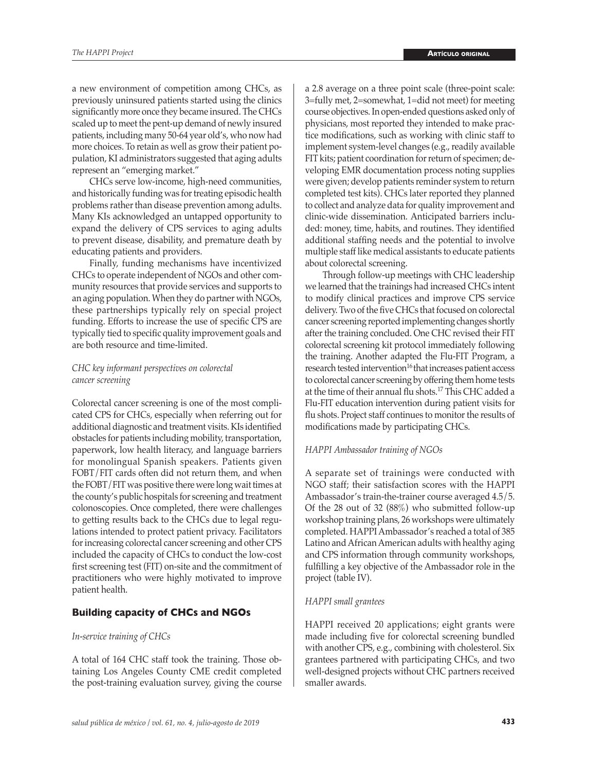a new environment of competition among CHCs, as previously uninsured patients started using the clinics significantly more once they became insured. The CHCs scaled up to meet the pent-up demand of newly insured patients, including many 50-64 year old's, who now had more choices. To retain as well as grow their patient population, KI administrators suggested that aging adults represent an "emerging market."

CHCs serve low-income, high-need communities, and historically funding was for treating episodic health problems rather than disease prevention among adults. Many KIs acknowledged an untapped opportunity to expand the delivery of CPS services to aging adults to prevent disease, disability, and premature death by educating patients and providers.

Finally, funding mechanisms have incentivized CHCs to operate independent of NGOs and other community resources that provide services and supports to an aging population. When they do partner with NGOs, these partnerships typically rely on special project funding. Efforts to increase the use of specific CPS are typically tied to specific quality improvement goals and are both resource and time-limited.

*CHC key informant perspectives on colorectal cancer screening*

Colorectal cancer screening is one of the most complicated CPS for CHCs, especially when referring out for additional diagnostic and treatment visits. KIs identified obstacles for patients including mobility, transportation, paperwork, low health literacy, and language barriers for monolingual Spanish speakers. Patients given FOBT/FIT cards often did not return them, and when the FOBT/FIT was positive there were long wait times at the county's public hospitals for screening and treatment colonoscopies. Once completed, there were challenges to getting results back to the CHCs due to legal regulations intended to protect patient privacy. Facilitators for increasing colorectal cancer screening and other CPS included the capacity of CHCs to conduct the low-cost first screening test (FIT) on-site and the commitment of practitioners who were highly motivated to improve patient health.

## Building capacity of CHCs and NGOs

*In-service training of CHCs*

A total of 164 CHC staff took the training. Those obtaining Los Angeles County CME credit completed the post-training evaluation survey, giving the course a 2.8 average on a three point scale (three-point scale: 3=fully met, 2=somewhat, 1=did not meet) for meeting course objectives. In open-ended questions asked only of physicians, most reported they intended to make practice modifications, such as working with clinic staff to implement system-level changes (e.g., readily available FIT kits; patient coordination for return of specimen; developing EMR documentation process noting supplies were given; develop patients reminder system to return completed test kits). CHCs later reported they planned to collect and analyze data for quality improvement and clinic-wide dissemination. Anticipated barriers included: money, time, habits, and routines. They identified additional staffing needs and the potential to involve multiple staff like medical assistants to educate patients about colorectal screening.

Through follow-up meetings with CHC leadership we learned that the trainings had increased CHCs intent to modify clinical practices and improve CPS service delivery. Two of the five CHCs that focused on colorectal cancer screening reported implementing changes shortly after the training concluded. One CHC revised their FIT colorectal screening kit protocol immediately following the training. Another adapted the Flu-FIT Program, a research tested intervention[16] that increases patient access to colorectal cancer screening by offering them home tests at the time of their annual flu shots.[17] This CHC added a Flu-FIT education intervention during patient visits for flu shots. Project staff continues to monitor the results of modifications made by participating CHCs.

*HAPPI Ambassador training of NGOs*

A separate set of trainings were conducted with NGO staff; their satisfaction scores with the HAPPI Ambassador's train-the-trainer course averaged 4.5/5. Of the 28 out of 32 (88%) who submitted follow-up workshop training plans, 26 workshops were ultimately completed. HAPPI Ambassador's reached a total of 385 Latino and African American adults with healthy aging and CPS information through community workshops, fulfilling a key objective of the Ambassador role in the project (table IV).

*HAPPI small grantees*

HAPPI received 20 applications; eight grants were made including five for colorectal screening bundled with another CPS, e.g., combining with cholesterol. Six grantees partnered with participating CHCs, and two well-designed projects without CHC partners received smaller awards.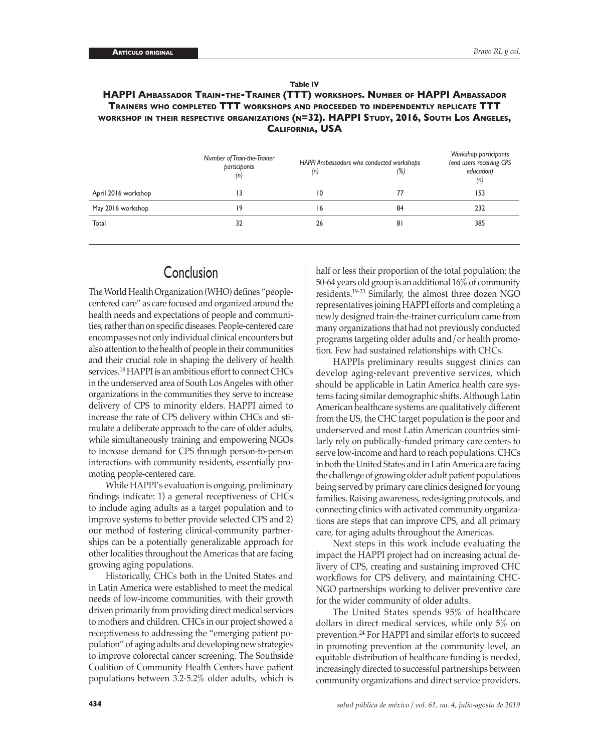**Table IV**

**HAPPI Ambassador Train-the-Trainer (TTT) workshops. Number of HAPPI Ambassador Trainers who completed TTT workshops and proceeded to independently replicate TTT workshop in their respective organizations (n=32). HAPPI Study, 2016, South Los Angeles, California, USA**

| | *Number of Train-the-Trainer participants (n)* | *HAPPI Ambassadors who conducted workshops (n)* | *(%)* | *Workshop participants (end users receiving CPS education) (n)* |
|---|---|---|---|---|
| April 2016 workshop | 13 | 10 | 77 | 153 |
| May 2016 workshop | 19 | 16 | 84 | 232 |
| Total | 32 | 26 | 81 | 385 |

## Conclusion

The World Health Organization (WHO) defines "people-centered care" as care focused and organized around the health needs and expectations of people and communities, rather than on specific diseases. People-centered care encompasses not only individual clinical encounters but also attention to the health of people in their communities and their crucial role in shaping the delivery of health services.[18] HAPPI is an ambitious effort to connect CHCs in the underserved area of South Los Angeles with other organizations in the communities they serve to increase delivery of CPS to minority elders. HAPPI aimed to increase the rate of CPS delivery within CHCs and stimulate a deliberate approach to the care of older adults, while simultaneously training and empowering NGOs to increase demand for CPS through person-to-person interactions with community residents, essentially promoting people-centered care.

While HAPPI's evaluation is ongoing, preliminary findings indicate: 1) a general receptiveness of CHCs to include aging adults as a target population and to improve systems to better provide selected CPS and 2) our method of fostering clinical-community partnerships can be a potentially generalizable approach for other localities throughout the Americas that are facing growing aging populations.

Historically, CHCs both in the United States and in Latin America were established to meet the medical needs of low-income communities, with their growth driven primarily from providing direct medical services to mothers and children. CHCs in our project showed a receptiveness to addressing the "emerging patient population" of aging adults and developing new strategies to improve colorectal cancer screening. The Southside Coalition of Community Health Centers have patient populations between 3.2-5.2% older adults, which is half or less their proportion of the total population; the 50-64 years old group is an additional 16% of community residents.[19-23] Similarly, the almost three dozen NGO representatives joining HAPPI efforts and completing a newly designed train-the-trainer curriculum came from many organizations that had not previously conducted programs targeting older adults and/or health promotion. Few had sustained relationships with CHCs.

HAPPIs preliminary results suggest clinics can develop aging-relevant preventive services, which should be applicable in Latin America health care systems facing similar demographic shifts. Although Latin American healthcare systems are qualitatively different from the US, the CHC target population is the poor and underserved and most Latin American countries similarly rely on publically-funded primary care centers to serve low-income and hard to reach populations. CHCs in both the United States and in Latin America are facing the challenge of growing older adult patient populations being served by primary care clinics designed for young families. Raising awareness, redesigning protocols, and connecting clinics with activated community organizations are steps that can improve CPS, and all primary care, for aging adults throughout the Americas.

Next steps in this work include evaluating the impact the HAPPI project had on increasing actual delivery of CPS, creating and sustaining improved CHC workflows for CPS delivery, and maintaining CHC-NGO partnerships working to deliver preventive care for the wider community of older adults.

The United States spends 95% of healthcare dollars in direct medical services, while only 5% on prevention.[24] For HAPPI and similar efforts to succeed in promoting prevention at the community level, an equitable distribution of healthcare funding is needed, increasingly directed to successful partnerships between community organizations and direct service providers.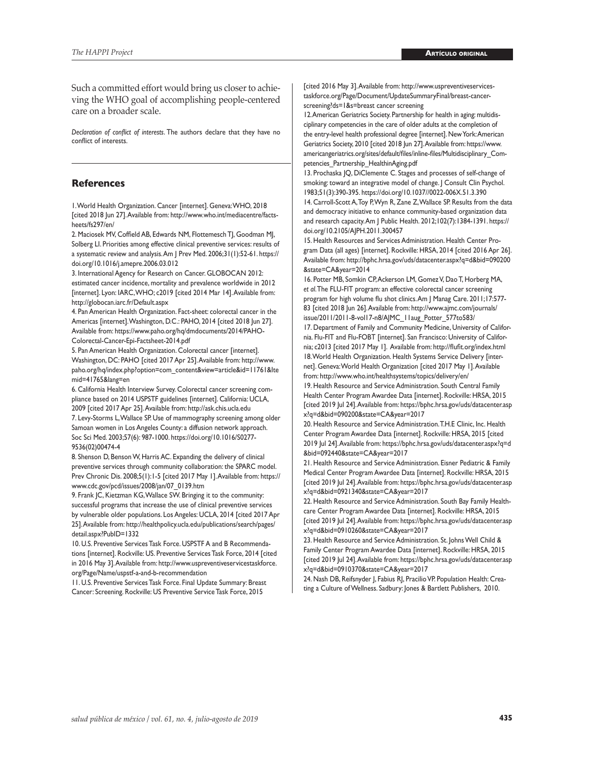Such a committed effort would bring us closer to achieving the WHO goal of accomplishing people-centered care on a broader scale.

*Declaration of conflict of interests*. The authors declare that they have no conflict of interests.

## References

1. World Health Organization. Cancer [internet]. Geneva: WHO, 2018 [cited 2018 Jun 27]. Available from: http://www.who.int/mediacentre/factsheets/fs297/en/

2. Maciosek MV, Coffield AB, Edwards NM, Flottemesch TJ, Goodman MJ, Solberg LI. Priorities among effective clinical preventive services: results of a systematic review and analysis. Am J Prev Med. 2006;31(1):52-61. https://doi.org/10.1016/j.amepre.2006.03.012

3. International Agency for Research on Cancer. GLOBOCAN 2012: estimated cancer incidence, mortality and prevalence worldwide in 2012 [internet]. Lyon: IARC, WHO; c2019 [cited 2014 Mar 14]. Available from: http://globocan.iarc.fr/Default.aspx

4. Pan American Health Organization. Fact-sheet: colorectal cancer in the Americas [internet]. Washington, D.C.: PAHO, 2014 [cited 2018 Jun 27]. Available from: https://www.paho.org/hq/dmdocuments/2014/PAHO-Colorectal-Cancer-Epi-Factsheet-2014.pdf

5. Pan American Health Organization. Colorectal cancer [internet]. Washington, DC: PAHO [cited 2017 Apr 25]. Available from: http://www.paho.org/hq/index.php?option=com_content&view=article&id=11761&Itemid=41765&lang=en

6. California Health Interview Survey. Colorectal cancer screening compliance based on 2014 USPSTF guidelines [internet]. California: UCLA, 2009 [cited 2017 Apr 25]. Available from: http://ask.chis.ucla.edu

7. Levy-Storms L, Wallace SP. Use of mammography screening among older Samoan women in Los Angeles County: a diffusion network approach. Soc Sci Med. 2003;57(6): 987-1000. https://doi.org/10.1016/S0277-9536(02)00474-4

8. Shenson D, Benson W, Harris AC. Expanding the delivery of clinical preventive services through community collaboration: the SPARC model. Prev Chronic Dis. 2008;5(1):1-5 [cited 2017 May 1]. Available from: https://www.cdc.gov/pcd/issues/2008/jan/07_0139.htm

9. Frank JC, Kietzman KG, Wallace SW. Bringing it to the community: successful programs that increase the use of clinical preventive services by vulnerable older populations. Los Angeles: UCLA, 2014 [cited 2017 Apr 25]. Available from: http://healthpolicy.ucla.edu/publications/search/pages/detail.aspx?PubID=1332

10. U.S. Preventive Services Task Force. USPSTF A and B Recommendations [internet]. Rockville: US. Preventive Services Task Force, 2014 [cited in 2016 May 3]. Available from: http://www.uspreventiveservicestaskforce.org/Page/Name/uspstf-a-and-b-recommendation

11. U.S. Preventive Services Task Force. Final Update Summary: Breast Cancer: Screening. Rockville: US Preventive Service Task Force, 2015 [cited 2016 May 3]. Available from: http://www.uspreventiveservicestaskforce.org/Page/Document/UpdateSummaryFinal/breast-cancer-screening?ds=1&s=breast cancer screening

12. American Geriatrics Society. Partnership for health in aging: multidisciplinary competencies in the care of older adults at the completion of the entry-level health professional degree [internet]. New York: American Geriatrics Society, 2010 [cited 2018 Jun 27]. Available from: https://www.americangeriatrics.org/sites/default/files/inline-files/Multidisciplinary_Competencies_Partnership_HealthinAging.pdf

13. Prochaska JQ, DiClemente C. Stages and processes of self-change of smoking: toward an integrative model of change. J Consult Clin Psychol. 1983;51(3):390-395. https://doi.org/10.1037//0022-006X.51.3.390

14. Carroll-Scott A, Toy P, Wyn R, Zane Z, Wallace SP. Results from the data and democracy initiative to enhance community-based organization data and research capacity. Am J Public Health. 2012;102(7):1384-1391. https://doi.org/10.2105/AJPH.2011.300457

15. Health Resources and Services Administration. Health Center Program Data (all ages) [internet]. Rockville: HRSA, 2014 [cited 2016 Apr 26]. Available from: http://bphc.hrsa.gov/uds/datacenter.aspx?q=d&bid=090200&state=CA&year=2014

16. Potter MB, Somkin CP, Ackerson LM, Gomez V, Dao T, Horberg MA, *et al*. The FLU-FIT program: an effective colorectal cancer screening program for high volume flu shot clinics. Am J Manag Care. 2011;17:577-83 [cited 2018 Jun 26]. Available from: http://www.ajmc.com/journals/issue/2011/2011-8-vol17-n8/AJMC_11aug_Potter_577to583/

17. Department of Family and Community Medicine, University of California. Flu-FIT and Flu-FOBT [internet]. San Francisco: University of California; c2013 [cited 2017 May 1]. Available from: http://flufit.org/index.html

18. World Health Organization. Health Systems Service Delivery [internet]. Geneva: World Health Organization [cited 2017 May 1]. Available from: http://www.who.int/healthsystems/topics/delivery/en/

19. Health Resource and Service Administration. South Central Family Health Center Program Awardee Data [internet]. Rockville: HRSA, 2015 [cited 2019 Jul 24]. Available from: https://bphc.hrsa.gov/uds/datacenter.aspx?q=d&bid=090200&state=CA&year=2017

20. Health Resource and Service Administration. T.H.E Clinic, Inc. Health Center Program Awardee Data [internet]. Rockville: HRSA, 2015 [cited 2019 Jul 24]. Available from: https://bphc.hrsa.gov/uds/datacenter.aspx?q=d&bid=092440&state=CA&year=2017

21. Health Resource and Service Administration. Eisner Pediatric & Family Medical Center Program Awardee Data [internet]. Rockville: HRSA, 2015 [cited 2019 Jul 24]. Available from: https://bphc.hrsa.gov/uds/datacenter.aspx?q=d&bid=0921340&state=CA&year=2017

22. Health Resource and Service Administration. South Bay Family Healthcare Center Program Awardee Data [internet]. Rockville: HRSA, 2015 [cited 2019 Jul 24]. Available from: https://bphc.hrsa.gov/uds/datacenter.aspx?q=d&bid=0910260&state=CA&year=2017

23. Health Resource and Service Administration. St. Johns Well Child & Family Center Program Awardee Data [internet]. Rockville: HRSA, 2015 [cited 2019 Jul 24]. Available from: https://bphc.hrsa.gov/uds/datacenter.aspx?q=d&bid=0910370&state=CA&year=2017

24. Nash DB, Reifsnyder J, Fabius RJ, Pracilio VP. Population Health: Creating a Culture of Wellness. Sadbury: Jones & Bartlett Publishers, 2010.